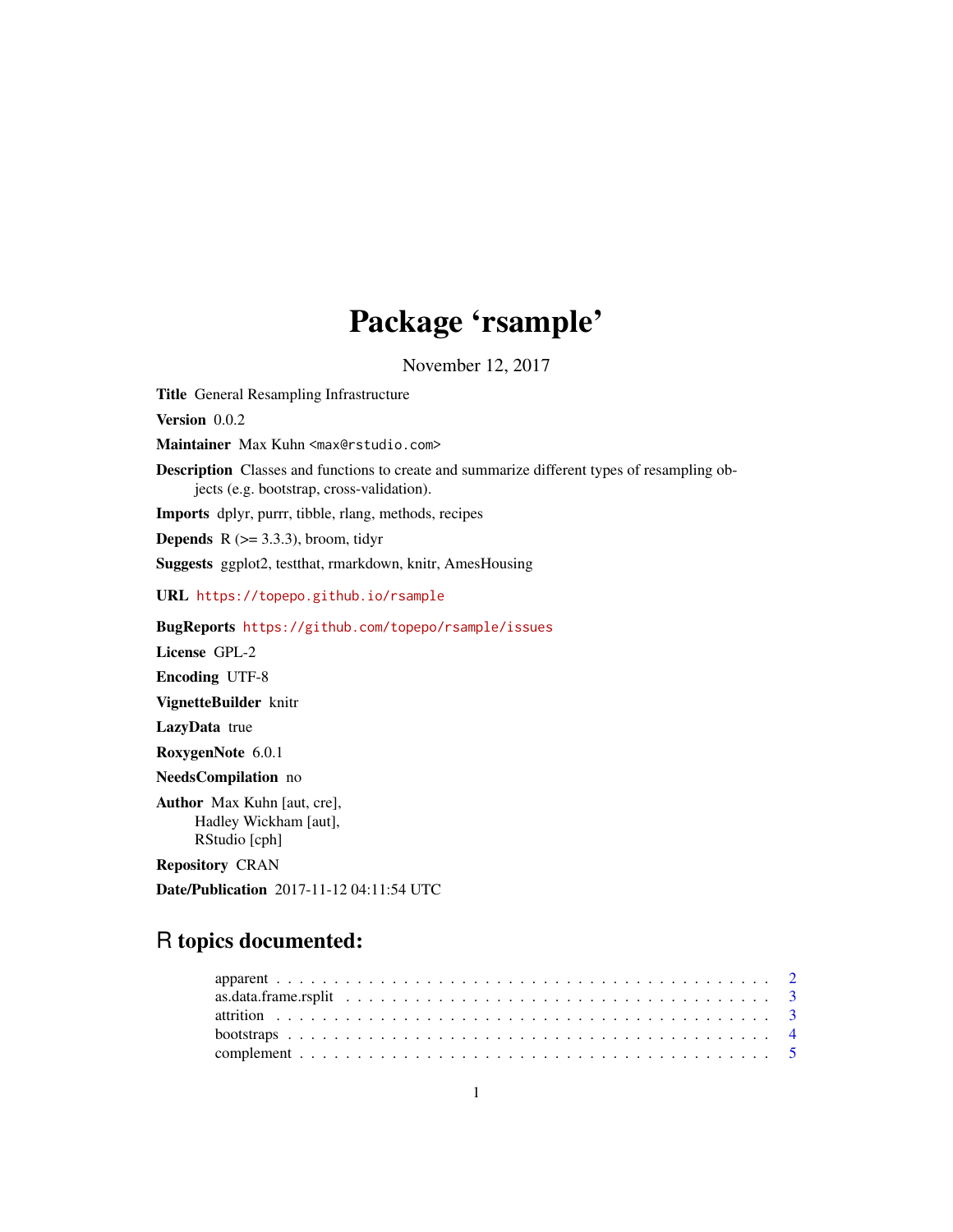# Package 'rsample'

November 12, 2017

**Title** General Resampling Infrastructure

**Version** 0.0.2

**Maintainer** Max Kuhn <max@rstudio.com>

**Description** Classes and functions to create and summarize different types of resampling objects (e.g. bootstrap, cross-validation).

**Imports** dplyr, purrr, tibble, rlang, methods, recipes

**Depends** R (>= 3.3.3), broom, tidyr

**Suggests** ggplot2, testthat, rmarkdown, knitr, AmesHousing

**URL** https://topepo.github.io/rsample

**BugReports** https://github.com/topepo/rsample/issues

**License** GPL-2

**Encoding** UTF-8

**VignetteBuilder** knitr

**LazyData** true

**RoxygenNote** 6.0.1

**NeedsCompilation** no

**Author** Max Kuhn [aut, cre],
Hadley Wickham [aut],
RStudio [cph]

**Repository** CRAN

**Date/Publication** 2017-11-12 04:11:54 UTC

## R topics documented:

apparent . . . . . . . . . . . . . . . . . . . . . . . . . . . . . . . . . . . . . . . . . . 2
as.data.frame.rsplit . . . . . . . . . . . . . . . . . . . . . . . . . . . . . . . . . . . . 3
attrition . . . . . . . . . . . . . . . . . . . . . . . . . . . . . . . . . . . . . . . . . . 3
bootstraps . . . . . . . . . . . . . . . . . . . . . . . . . . . . . . . . . . . . . . . . . 4
complement . . . . . . . . . . . . . . . . . . . . . . . . . . . . . . . . . . . . . . . . 5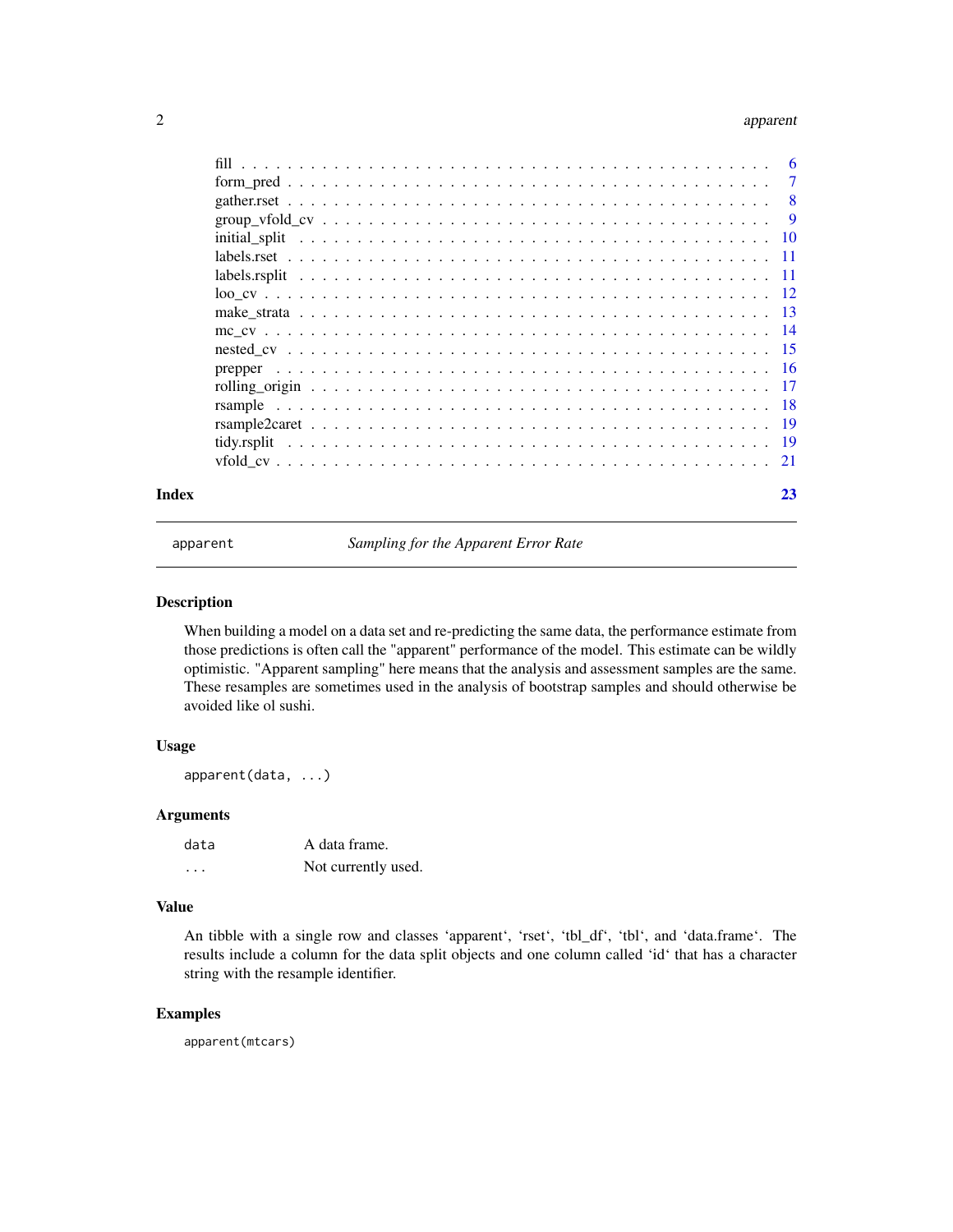| | |
|---|---|
| fill | 6 |
| form_pred | 7 |
| gather.rset | 8 |
| group_vfold_cv | 9 |
| initial_split | 10 |
| labels.rset | 11 |
| labels.rsplit | 11 |
| loo_cv | 12 |
| make_strata | 13 |
| mc_cv | 14 |
| nested_cv | 15 |
| prepper | 16 |
| rolling_origin | 17 |
| rsample | 18 |
| rsample2caret | 19 |
| tidy.rsplit | 19 |
| vfold_cv | 21 |

**Index** **23**

---

`apparent` *Sampling for the Apparent Error Rate*

---

## Description

When building a model on a data set and re-predicting the same data, the performance estimate from those predictions is often call the "apparent" performance of the model. This estimate can be wildly optimistic. "Apparent sampling" here means that the analysis and assessment samples are the same. These resamples are sometimes used in the analysis of bootstrap samples and should otherwise be avoided like ol sushi.

## Usage

```
apparent(data, ...)
```

## Arguments

| | |
|---|---|
| `data` | A data frame. |
| `...` | Not currently used. |

## Value

An tibble with a single row and classes 'apparent', 'rset', 'tbl_df', 'tbl', and 'data.frame'. The results include a column for the data split objects and one column called 'id' that has a character string with the resample identifier.

## Examples

```
apparent(mtcars)
```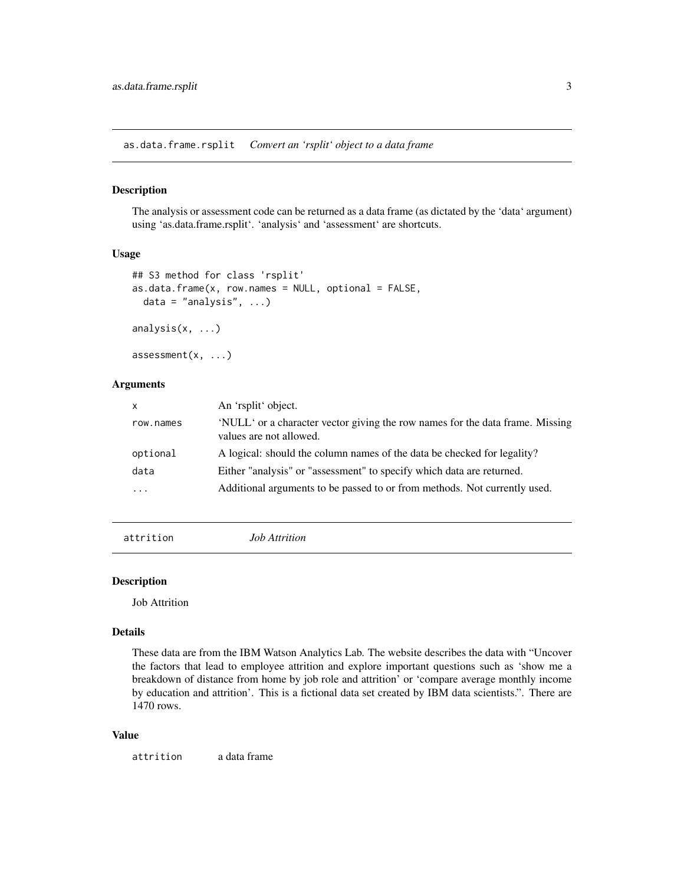## as.data.frame.rsplit *Convert an 'rsplit' object to a data frame*

### Description

The analysis or assessment code can be returned as a data frame (as dictated by the 'data' argument) using 'as.data.frame.rsplit'. 'analysis' and 'assessment' are shortcuts.

### Usage

```
## S3 method for class 'rsplit'
as.data.frame(x, row.names = NULL, optional = FALSE,
  data = "analysis", ...)

analysis(x, ...)

assessment(x, ...)
```

### Arguments

| | |
|---|---|
| x | An 'rsplit' object. |
| row.names | 'NULL' or a character vector giving the row names for the data frame. Missing values are not allowed. |
| optional | A logical: should the column names of the data be checked for legality? |
| data | Either "analysis" or "assessment" to specify which data are returned. |
| ... | Additional arguments to be passed to or from methods. Not currently used. |

## attrition *Job Attrition*

### Description

Job Attrition

### Details

These data are from the IBM Watson Analytics Lab. The website describes the data with "Uncover the factors that lead to employee attrition and explore important questions such as 'show me a breakdown of distance from home by job role and attrition' or 'compare average monthly income by education and attrition'. This is a fictional data set created by IBM data scientists.". There are 1470 rows.

### Value

| | |
|---|---|
| attrition | a data frame |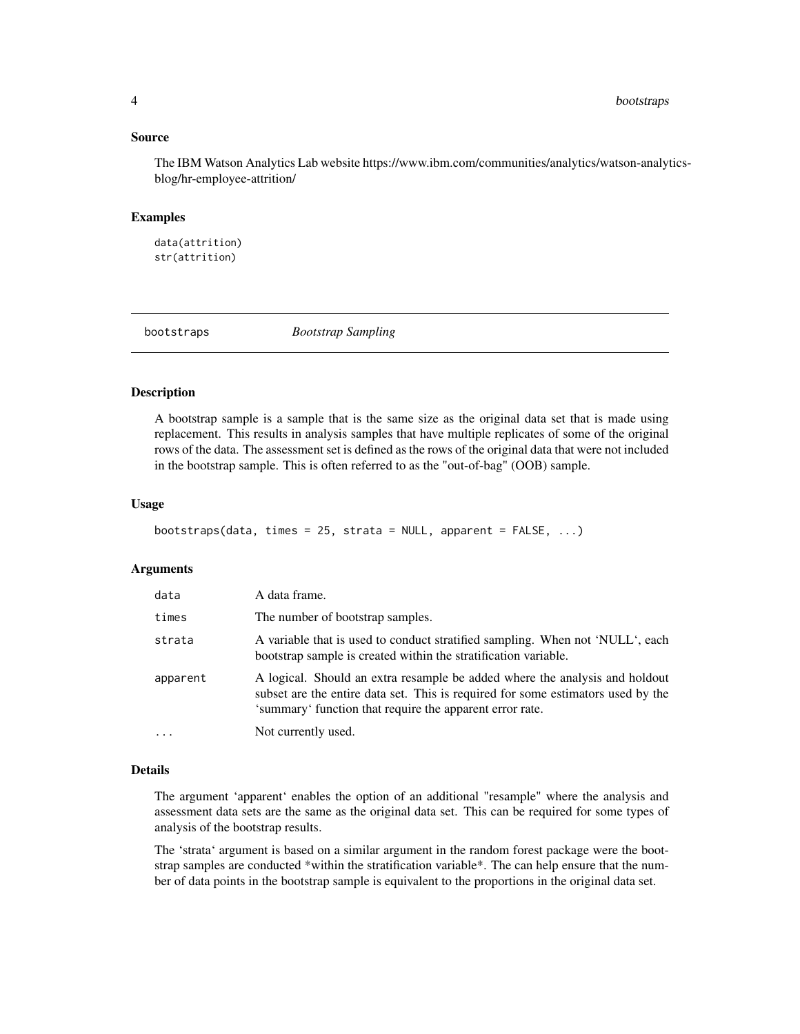### Source

The IBM Watson Analytics Lab website https://www.ibm.com/communities/analytics/watson-analytics-blog/hr-employee-attrition/

### Examples

```
data(attrition)
str(attrition)
```

---

## bootstraps *Bootstrap Sampling*

---

### Description

A bootstrap sample is a sample that is the same size as the original data set that is made using replacement. This results in analysis samples that have multiple replicates of some of the original rows of the data. The assessment set is defined as the rows of the original data that were not included in the bootstrap sample. This is often referred to as the "out-of-bag" (OOB) sample.

### Usage

```
bootstraps(data, times = 25, strata = NULL, apparent = FALSE, ...)
```

### Arguments

| | |
|---|---|
| `data` | A data frame. |
| `times` | The number of bootstrap samples. |
| `strata` | A variable that is used to conduct stratified sampling. When not 'NULL', each bootstrap sample is created within the stratification variable. |
| `apparent` | A logical. Should an extra resample be added where the analysis and holdout subset are the entire data set. This is required for some estimators used by the 'summary' function that require the apparent error rate. |
| `...` | Not currently used. |

### Details

The argument 'apparent' enables the option of an additional "resample" where the analysis and assessment data sets are the same as the original data set. This can be required for some types of analysis of the bootstrap results.

The 'strata' argument is based on a similar argument in the random forest package were the bootstrap samples are conducted *within the stratification variable*. The can help ensure that the number of data points in the bootstrap sample is equivalent to the proportions in the original data set.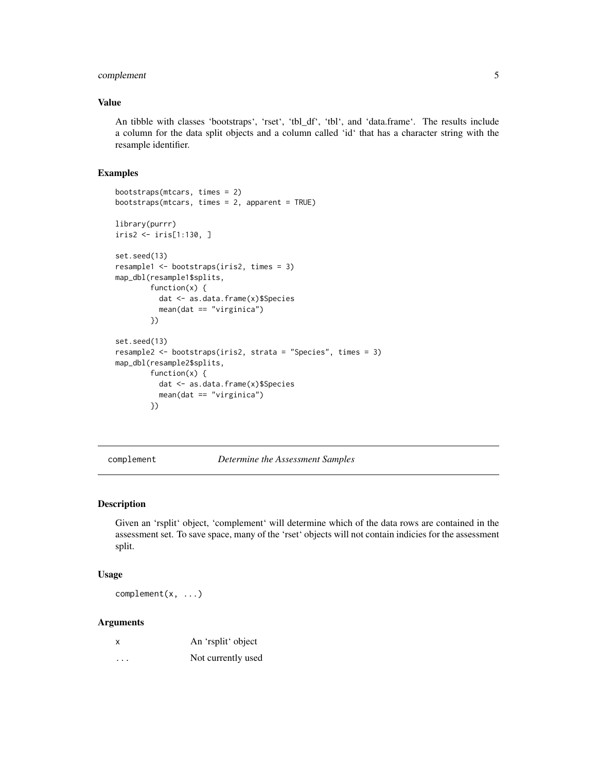### Value

An tibble with classes ‘bootstraps‘, ‘rset‘, ‘tbl_df‘, ‘tbl‘, and ‘data.frame‘. The results include a column for the data split objects and a column called ‘id‘ that has a character string with the resample identifier.

### Examples

```
bootstraps(mtcars, times = 2)
bootstraps(mtcars, times = 2, apparent = TRUE)

library(purrr)
iris2 <- iris[1:130, ]

set.seed(13)
resample1 <- bootstraps(iris2, times = 3)
map_dbl(resample1$splits,
        function(x) {
          dat <- as.data.frame(x)$Species
          mean(dat == "virginica")
        })

set.seed(13)
resample2 <- bootstraps(iris2, strata = "Species", times = 3)
map_dbl(resample2$splits,
        function(x) {
          dat <- as.data.frame(x)$Species
          mean(dat == "virginica")
        })
```

---

## complement *Determine the Assessment Samples*

---

### Description

Given an ‘rsplit‘ object, ‘complement‘ will determine which of the data rows are contained in the assessment set. To save space, many of the ‘rset‘ objects will not contain indicies for the assessment split.

### Usage

```
complement(x, ...)
```

### Arguments

| | |
|---|---|
| x | An ‘rsplit‘ object |
| ... | Not currently used |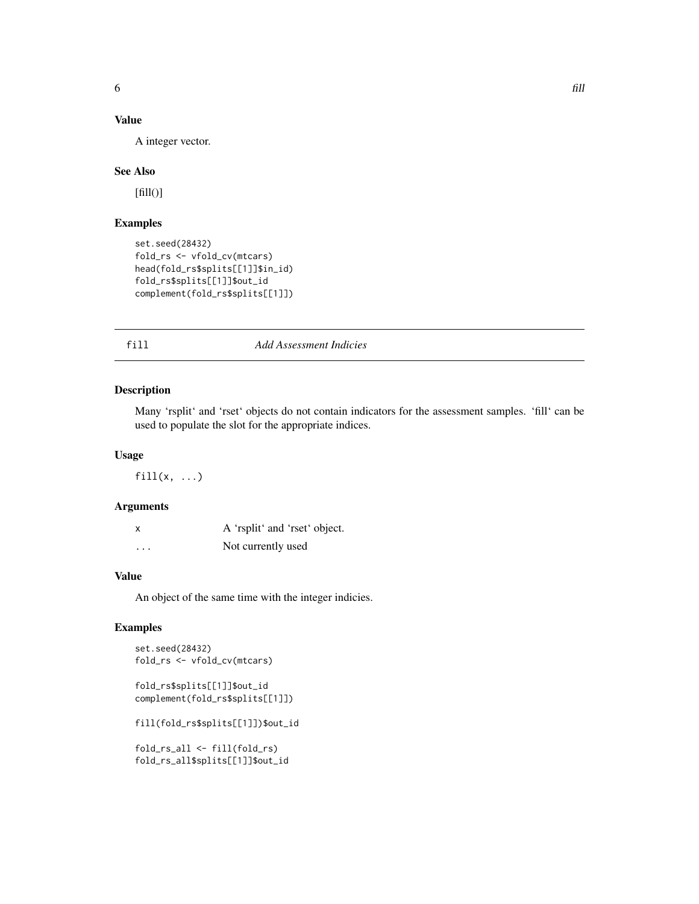### Value

A integer vector.

### See Also

[fill()]

### Examples

```
set.seed(28432)
fold_rs <- vfold_cv(mtcars)
head(fold_rs$splits[[1]]$in_id)
fold_rs$splits[[1]]$out_id
complement(fold_rs$splits[[1]])
```

## fill — *Add Assessment Indicies*

### Description

Many 'rsplit' and 'rset' objects do not contain indicators for the assessment samples. 'fill' can be used to populate the slot for the appropriate indices.

### Usage

```
fill(x, ...)
```

### Arguments

| | |
|---|---|
| `x` | A 'rsplit' and 'rset' object. |
| `...` | Not currently used |

### Value

An object of the same time with the integer indicies.

### Examples

```
set.seed(28432)
fold_rs <- vfold_cv(mtcars)

fold_rs$splits[[1]]$out_id
complement(fold_rs$splits[[1]])

fill(fold_rs$splits[[1]])$out_id

fold_rs_all <- fill(fold_rs)
fold_rs_all$splits[[1]]$out_id
```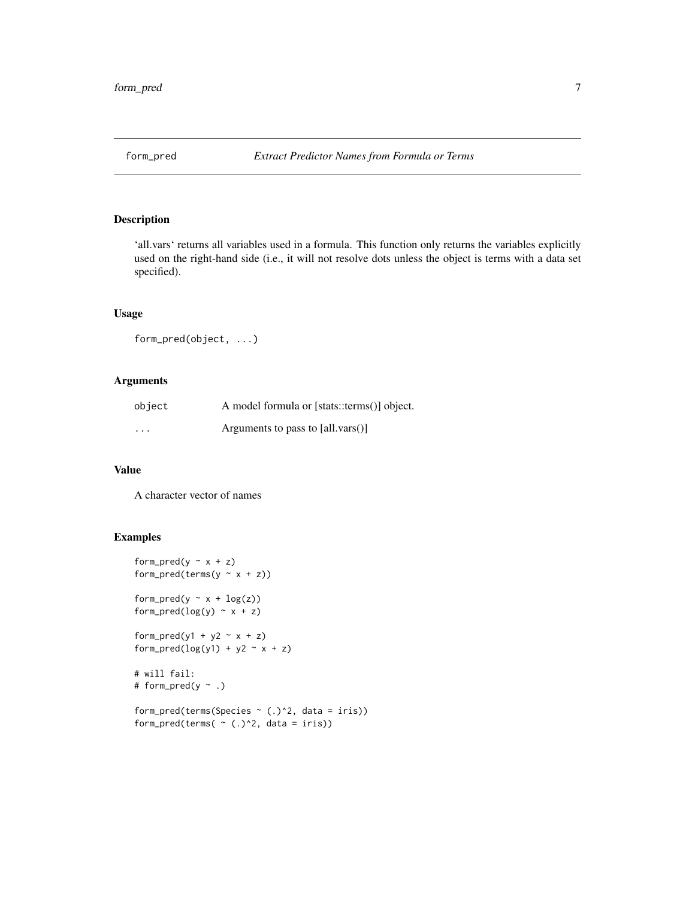# form_pred — *Extract Predictor Names from Formula or Terms*

## Description

'all.vars' returns all variables used in a formula. This function only returns the variables explicitly used on the right-hand side (i.e., it will not resolve dots unless the object is terms with a data set specified).

## Usage

```
form_pred(object, ...)
```

## Arguments

| | |
|---|---|
| object | A model formula or [stats::terms()] object. |
| ... | Arguments to pass to [all.vars()] |

## Value

A character vector of names

## Examples

```
form_pred(y ~ x + z)
form_pred(terms(y ~ x + z))

form_pred(y ~ x + log(z))
form_pred(log(y) ~ x + z)

form_pred(y1 + y2 ~ x + z)
form_pred(log(y1) + y2 ~ x + z)

# will fail:
# form_pred(y ~ .)

form_pred(terms(Species ~ (.)^2, data = iris))
form_pred(terms( ~ (.)^2, data = iris))
```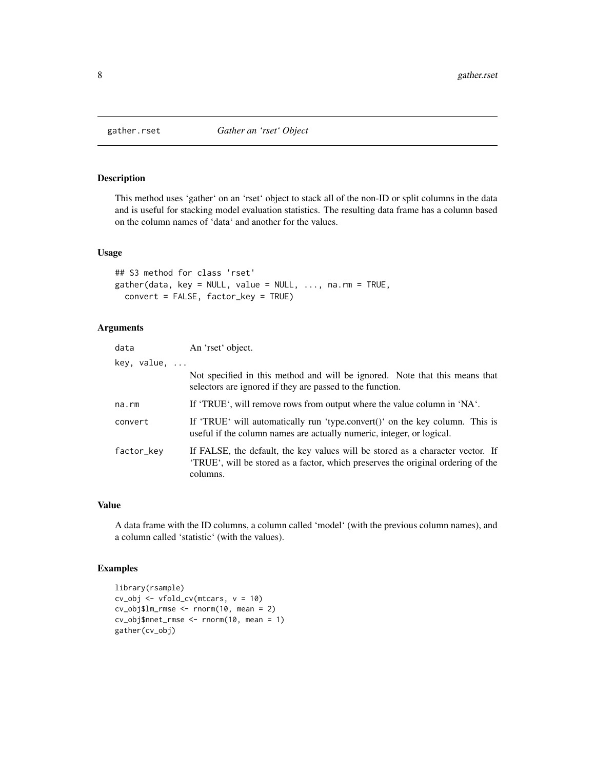# gather.rset — *Gather an 'rset' Object*

## Description

This method uses 'gather' on an 'rset' object to stack all of the non-ID or split columns in the data and is useful for stacking model evaluation statistics. The resulting data frame has a column based on the column names of 'data' and another for the values.

## Usage

```
## S3 method for class 'rset'
gather(data, key = NULL, value = NULL, ..., na.rm = TRUE,
  convert = FALSE, factor_key = TRUE)
```

## Arguments

| Argument | Description |
| --- | --- |
| `data` | An 'rset' object. |
| `key, value, ...` | Not specified in this method and will be ignored. Note that this means that selectors are ignored if they are passed to the function. |
| `na.rm` | If 'TRUE', will remove rows from output where the value column in 'NA'. |
| `convert` | If 'TRUE' will automatically run 'type.convert()' on the key column. This is useful if the column names are actually numeric, integer, or logical. |
| `factor_key` | If FALSE, the default, the key values will be stored as a character vector. If 'TRUE', will be stored as a factor, which preserves the original ordering of the columns. |

## Value

A data frame with the ID columns, a column called 'model' (with the previous column names), and a column called 'statistic' (with the values).

## Examples

```
library(rsample)
cv_obj <- vfold_cv(mtcars, v = 10)
cv_obj$lm_rmse <- rnorm(10, mean = 2)
cv_obj$nnet_rmse <- rnorm(10, mean = 1)
gather(cv_obj)
```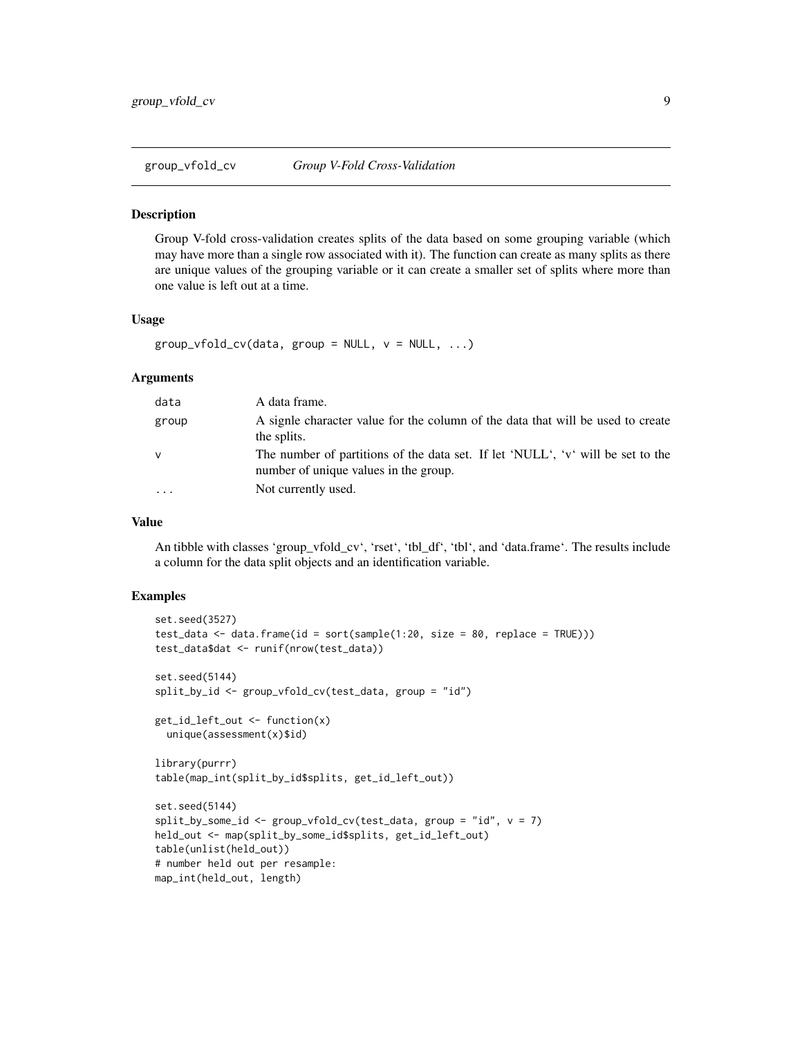## group_vfold_cv *Group V-Fold Cross-Validation*

### Description

Group V-fold cross-validation creates splits of the data based on some grouping variable (which may have more than a single row associated with it). The function can create as many splits as there are unique values of the grouping variable or it can create a smaller set of splits where more than one value is left out at a time.

### Usage

```
group_vfold_cv(data, group = NULL, v = NULL, ...)
```

### Arguments

| | |
|---|---|
| data | A data frame. |
| group | A signle character value for the column of the data that will be used to create the splits. |
| v | The number of partitions of the data set. If let 'NULL', 'v' will be set to the number of unique values in the group. |
| ... | Not currently used. |

### Value

An tibble with classes 'group_vfold_cv', 'rset', 'tbl_df', 'tbl', and 'data.frame'. The results include a column for the data split objects and an identification variable.

### Examples

```
set.seed(3527)
test_data <- data.frame(id = sort(sample(1:20, size = 80, replace = TRUE)))
test_data$dat <- runif(nrow(test_data))

set.seed(5144)
split_by_id <- group_vfold_cv(test_data, group = "id")

get_id_left_out <- function(x)
  unique(assessment(x)$id)

library(purrr)
table(map_int(split_by_id$splits, get_id_left_out))

set.seed(5144)
split_by_some_id <- group_vfold_cv(test_data, group = "id", v = 7)
held_out <- map(split_by_some_id$splits, get_id_left_out)
table(unlist(held_out))
# number held out per resample:
map_int(held_out, length)
```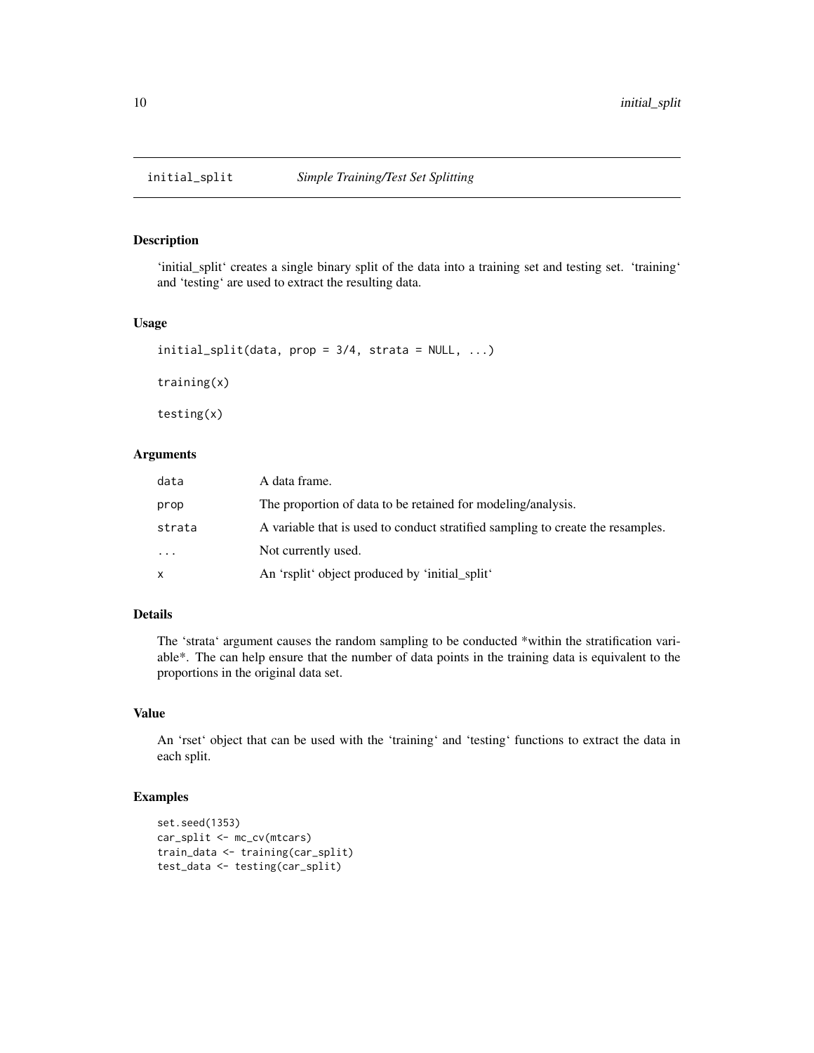## initial_split — *Simple Training/Test Set Splitting*

### Description

'initial_split' creates a single binary split of the data into a training set and testing set. 'training' and 'testing' are used to extract the resulting data.

### Usage

```
initial_split(data, prop = 3/4, strata = NULL, ...)

training(x)

testing(x)
```

### Arguments

| | |
|---|---|
| data | A data frame. |
| prop | The proportion of data to be retained for modeling/analysis. |
| strata | A variable that is used to conduct stratified sampling to create the resamples. |
| ... | Not currently used. |
| x | An 'rsplit' object produced by 'initial_split' |

### Details

The 'strata' argument causes the random sampling to be conducted *within the stratification variable*. The can help ensure that the number of data points in the training data is equivalent to the proportions in the original data set.

### Value

An 'rset' object that can be used with the 'training' and 'testing' functions to extract the data in each split.

### Examples

```
set.seed(1353)
car_split <- mc_cv(mtcars)
train_data <- training(car_split)
test_data <- testing(car_split)
```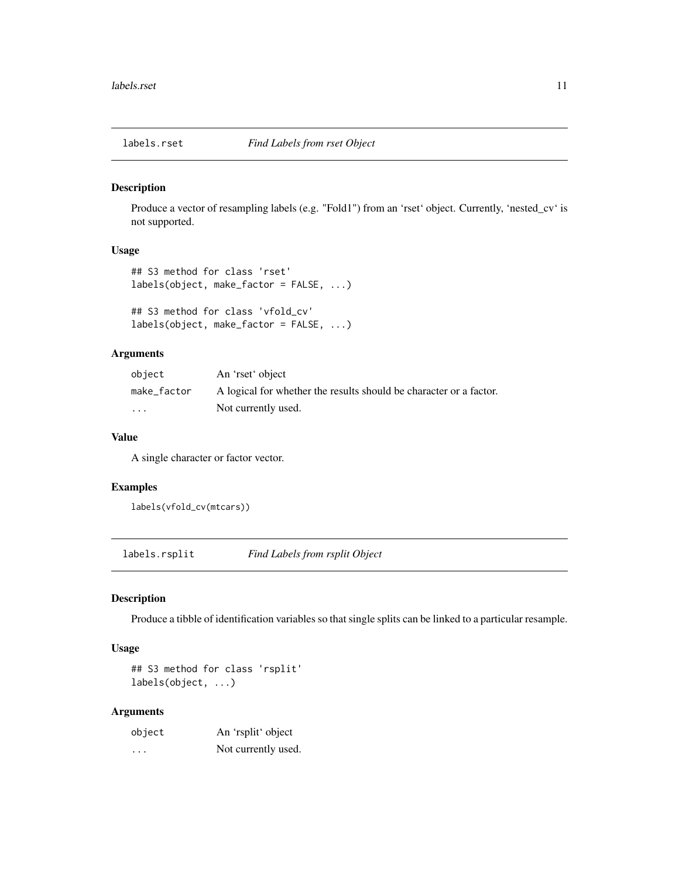## labels.rset *Find Labels from rset Object*

### Description

Produce a vector of resampling labels (e.g. "Fold1") from an 'rset' object. Currently, 'nested_cv' is not supported.

### Usage

```
## S3 method for class 'rset'
labels(object, make_factor = FALSE, ...)

## S3 method for class 'vfold_cv'
labels(object, make_factor = FALSE, ...)
```

### Arguments

| | |
|---|---|
| `object` | An 'rset' object |
| `make_factor` | A logical for whether the results should be character or a factor. |
| `...` | Not currently used. |

### Value

A single character or factor vector.

### Examples

```
labels(vfold_cv(mtcars))
```

## labels.rsplit *Find Labels from rsplit Object*

### Description

Produce a tibble of identification variables so that single splits can be linked to a particular resample.

### Usage

```
## S3 method for class 'rsplit'
labels(object, ...)
```

### Arguments

| | |
|---|---|
| `object` | An 'rsplit' object |
| `...` | Not currently used. |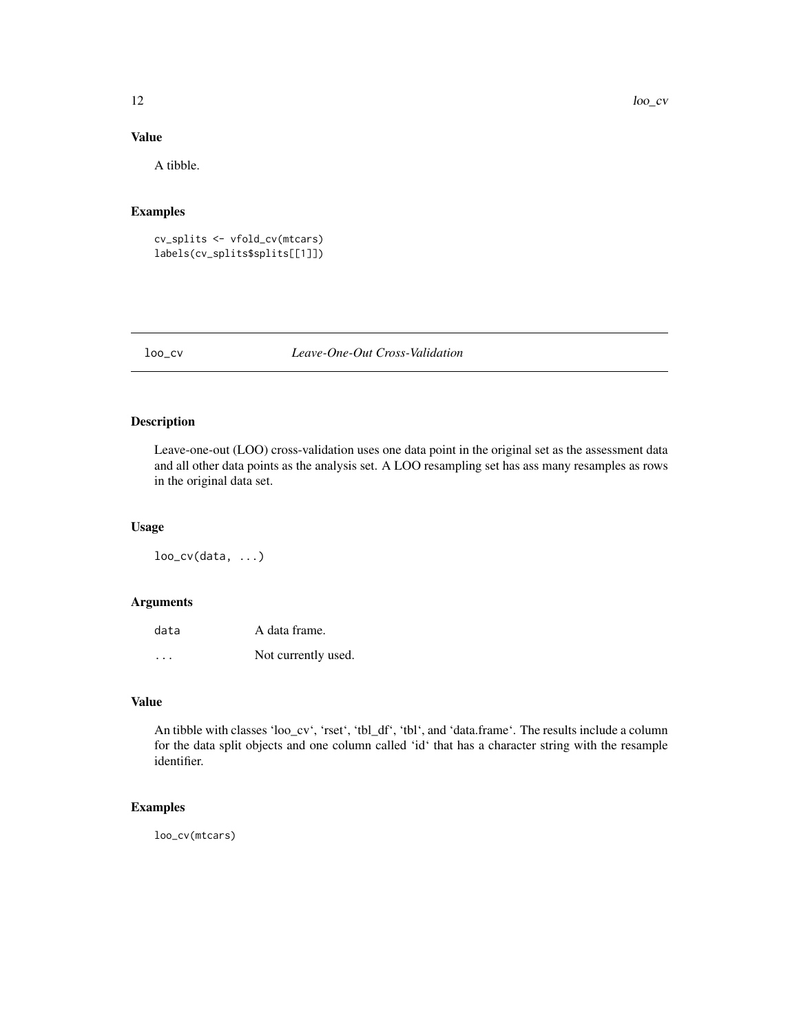### Value

A tibble.

### Examples

```
cv_splits <- vfold_cv(mtcars)
labels(cv_splits$splits[[1]])
```

---

## loo_cv *Leave-One-Out Cross-Validation*

---

### Description

Leave-one-out (LOO) cross-validation uses one data point in the original set as the assessment data and all other data points as the analysis set. A LOO resampling set has ass many resamples as rows in the original data set.

### Usage

```
loo_cv(data, ...)
```

### Arguments

| | |
|---|---|
| data | A data frame. |
| ... | Not currently used. |

### Value

An tibble with classes 'loo_cv', 'rset', 'tbl_df', 'tbl', and 'data.frame'. The results include a column for the data split objects and one column called 'id' that has a character string with the resample identifier.

### Examples

```
loo_cv(mtcars)
```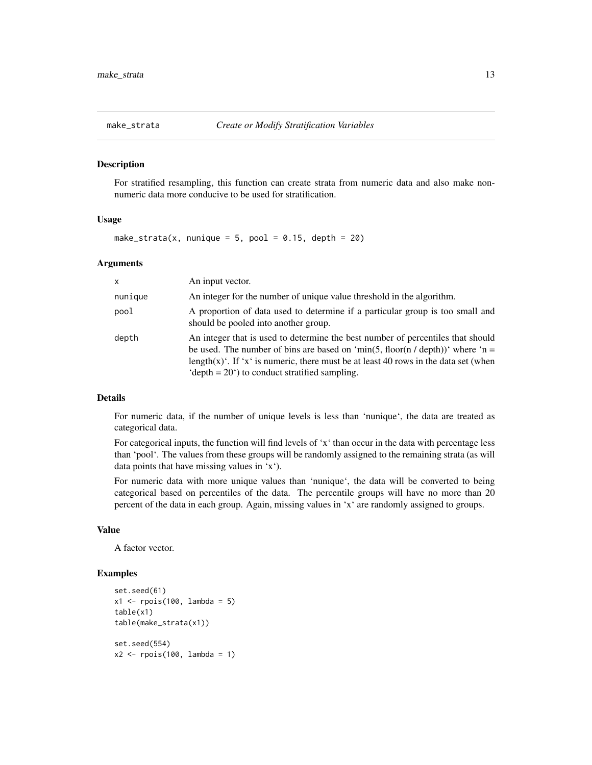## make_strata *Create or Modify Stratification Variables*

### Description

For stratified resampling, this function can create strata from numeric data and also make non-numeric data more conducive to be used for stratification.

### Usage

```
make_strata(x, nunique = 5, pool = 0.15, depth = 20)
```

### Arguments

| | |
|---|---|
| x | An input vector. |
| nunique | An integer for the number of unique value threshold in the algorithm. |
| pool | A proportion of data used to determine if a particular group is too small and should be pooled into another group. |
| depth | An integer that is used to determine the best number of percentiles that should be used. The number of bins are based on 'min(5, floor(n / depth))' where 'n = length(x)'. If 'x' is numeric, there must be at least 40 rows in the data set (when 'depth = 20') to conduct stratified sampling. |

### Details

For numeric data, if the number of unique levels is less than 'nunique', the data are treated as categorical data.

For categorical inputs, the function will find levels of 'x' than occur in the data with percentage less than 'pool'. The values from these groups will be randomly assigned to the remaining strata (as will data points that have missing values in 'x').

For numeric data with more unique values than 'nunique', the data will be converted to being categorical based on percentiles of the data. The percentile groups will have no more than 20 percent of the data in each group. Again, missing values in 'x' are randomly assigned to groups.

### Value

A factor vector.

### Examples

```
set.seed(61)
x1 <- rpois(100, lambda = 5)
table(x1)
table(make_strata(x1))

set.seed(554)
x2 <- rpois(100, lambda = 1)
```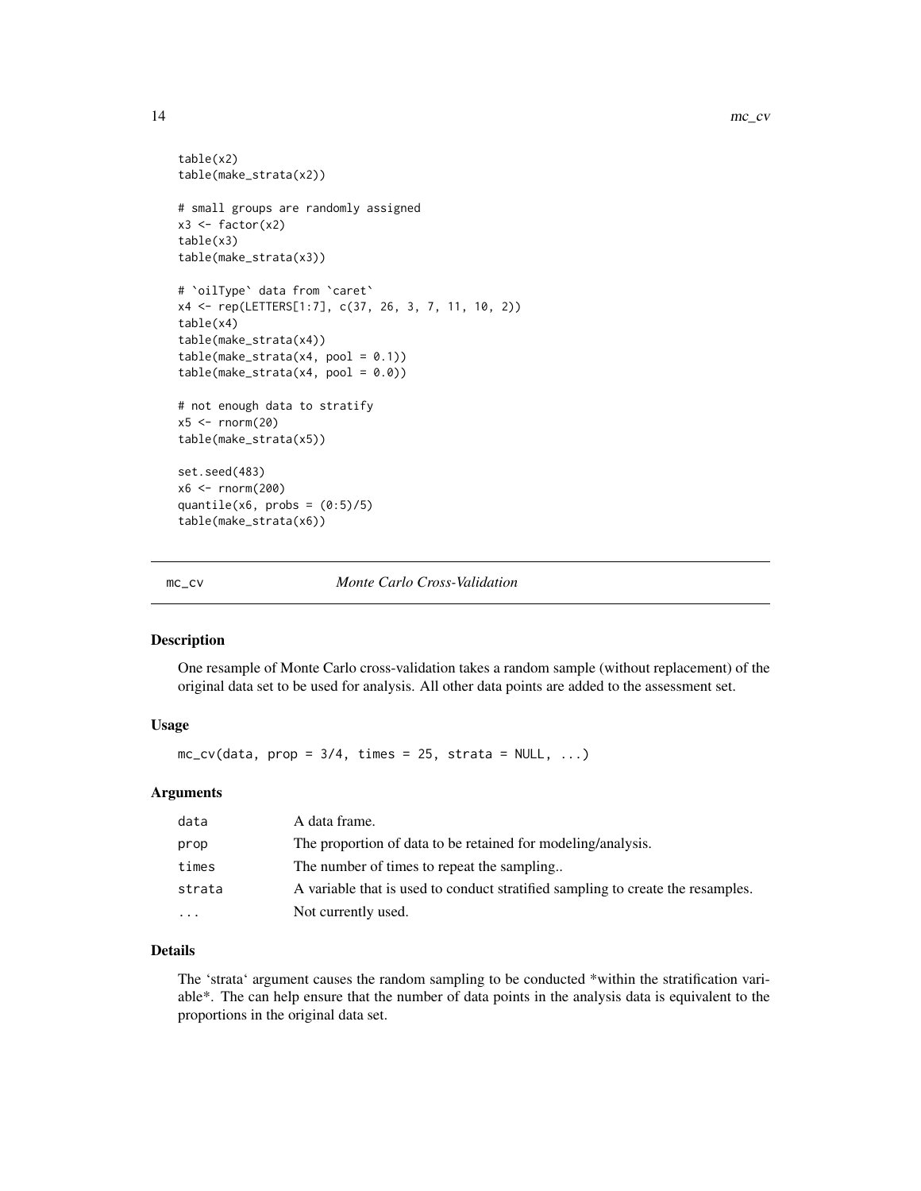```
table(x2)
table(make_strata(x2))

# small groups are randomly assigned
x3 <- factor(x2)
table(x3)
table(make_strata(x3))

# `oilType` data from `caret`
x4 <- rep(LETTERS[1:7], c(37, 26, 3, 7, 11, 10, 2))
table(x4)
table(make_strata(x4))
table(make_strata(x4, pool = 0.1))
table(make_strata(x4, pool = 0.0))

# not enough data to stratify
x5 <- rnorm(20)
table(make_strata(x5))

set.seed(483)
x6 <- rnorm(200)
quantile(x6, probs = (0:5)/5)
table(make_strata(x6))
```

## mc_cv — *Monte Carlo Cross-Validation*

### Description

One resample of Monte Carlo cross-validation takes a random sample (without replacement) of the original data set to be used for analysis. All other data points are added to the assessment set.

### Usage

```
mc_cv(data, prop = 3/4, times = 25, strata = NULL, ...)
```

### Arguments

| | |
|---|---|
| data | A data frame. |
| prop | The proportion of data to be retained for modeling/analysis. |
| times | The number of times to repeat the sampling.. |
| strata | A variable that is used to conduct stratified sampling to create the resamples. |
| ... | Not currently used. |

### Details

The 'strata' argument causes the random sampling to be conducted *within the stratification variable*. The can help ensure that the number of data points in the analysis data is equivalent to the proportions in the original data set.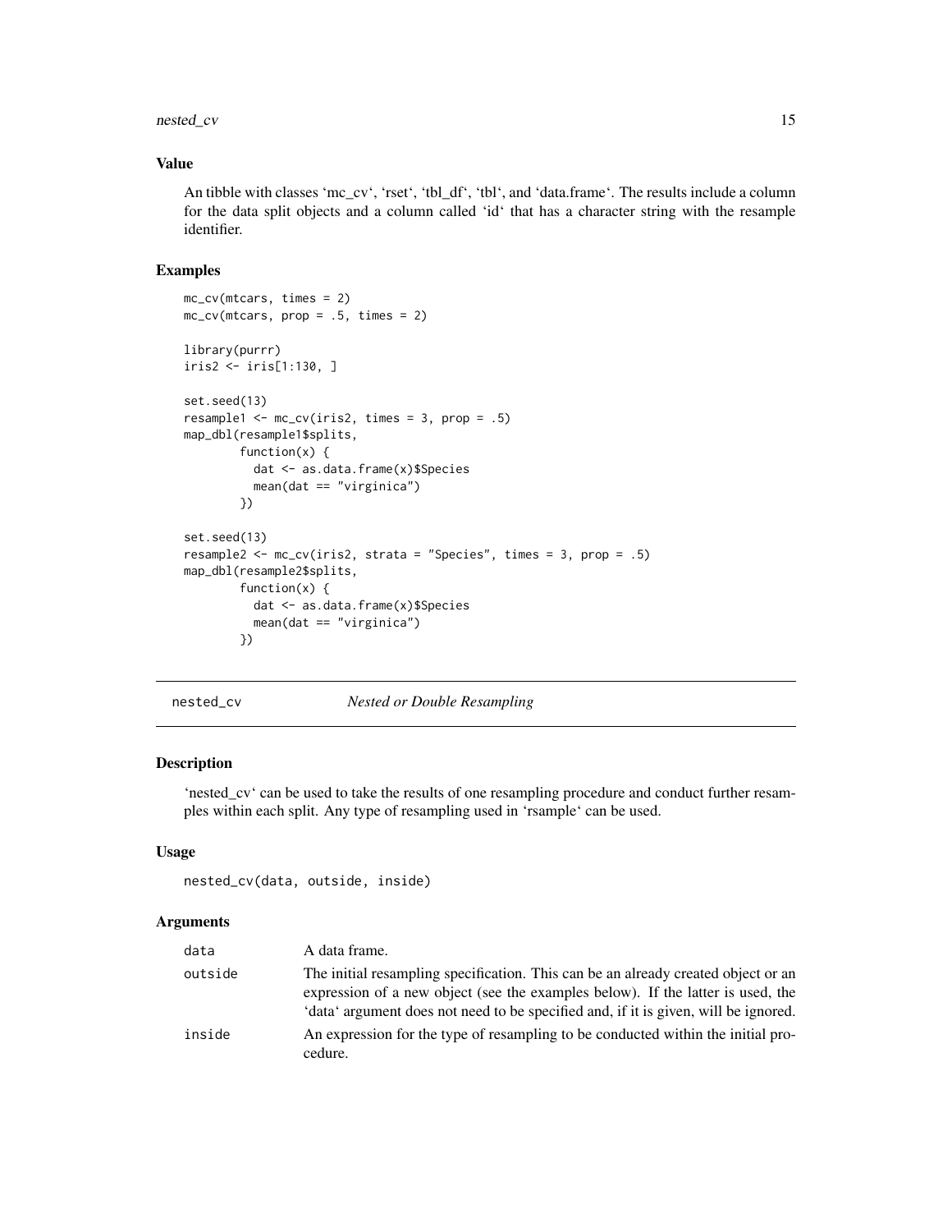### Value

An tibble with classes ‘mc_cv‘, ‘rset‘, ‘tbl_df‘, ‘tbl‘, and ‘data.frame‘. The results include a column for the data split objects and a column called ‘id‘ that has a character string with the resample identifier.

### Examples

```
mc_cv(mtcars, times = 2)
mc_cv(mtcars, prop = .5, times = 2)

library(purrr)
iris2 <- iris[1:130, ]

set.seed(13)
resample1 <- mc_cv(iris2, times = 3, prop = .5)
map_dbl(resample1$splits,
        function(x) {
          dat <- as.data.frame(x)$Species
          mean(dat == "virginica")
        })

set.seed(13)
resample2 <- mc_cv(iris2, strata = "Species", times = 3, prop = .5)
map_dbl(resample2$splits,
        function(x) {
          dat <- as.data.frame(x)$Species
          mean(dat == "virginica")
        })
```

## nested_cv — *Nested or Double Resampling*

### Description

‘nested_cv‘ can be used to take the results of one resampling procedure and conduct further resamples within each split. Any type of resampling used in ‘rsample‘ can be used.

### Usage

```
nested_cv(data, outside, inside)
```

### Arguments

| | |
|---|---|
| data | A data frame. |
| outside | The initial resampling specification. This can be an already created object or an expression of a new object (see the examples below). If the latter is used, the ‘data‘ argument does not need to be specified and, if it is given, will be ignored. |
| inside | An expression for the type of resampling to be conducted within the initial procedure. |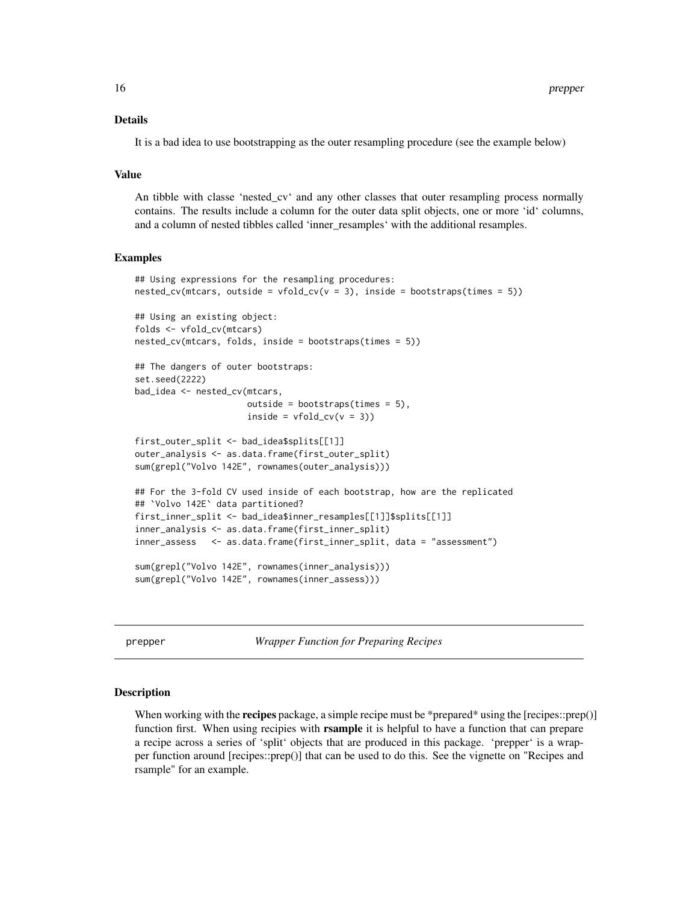### Details

It is a bad idea to use bootstrapping as the outer resampling procedure (see the example below)

### Value

An tibble with classe 'nested_cv' and any other classes that outer resampling process normally contains. The results include a column for the outer data split objects, one or more 'id' columns, and a column of nested tibbles called 'inner_resamples' with the additional resamples.

### Examples

```
## Using expressions for the resampling procedures:
nested_cv(mtcars, outside = vfold_cv(v = 3), inside = bootstraps(times = 5))

## Using an existing object:
folds <- vfold_cv(mtcars)
nested_cv(mtcars, folds, inside = bootstraps(times = 5))

## The dangers of outer bootstraps:
set.seed(2222)
bad_idea <- nested_cv(mtcars,
                      outside = bootstraps(times = 5),
                      inside = vfold_cv(v = 3))

first_outer_split <- bad_idea$splits[[1]]
outer_analysis <- as.data.frame(first_outer_split)
sum(grepl("Volvo 142E", rownames(outer_analysis)))

## For the 3-fold CV used inside of each bootstrap, how are the replicated
## `Volvo 142E` data partitioned?
first_inner_split <- bad_idea$inner_resamples[[1]]$splits[[1]]
inner_analysis <- as.data.frame(first_inner_split)
inner_assess   <- as.data.frame(first_inner_split, data = "assessment")

sum(grepl("Volvo 142E", rownames(inner_analysis)))
sum(grepl("Volvo 142E", rownames(inner_assess)))
```

---

## prepper — *Wrapper Function for Preparing Recipes*

---

### Description

When working with the **recipes** package, a simple recipe must be *prepared* using the [recipes::prep()] function first. When using recipies with **rsample** it is helpful to have a function that can prepare a recipe across a series of 'split' objects that are produced in this package. 'prepper' is a wrapper function around [recipes::prep()] that can be used to do this. See the vignette on "Recipes and rsample" for an example.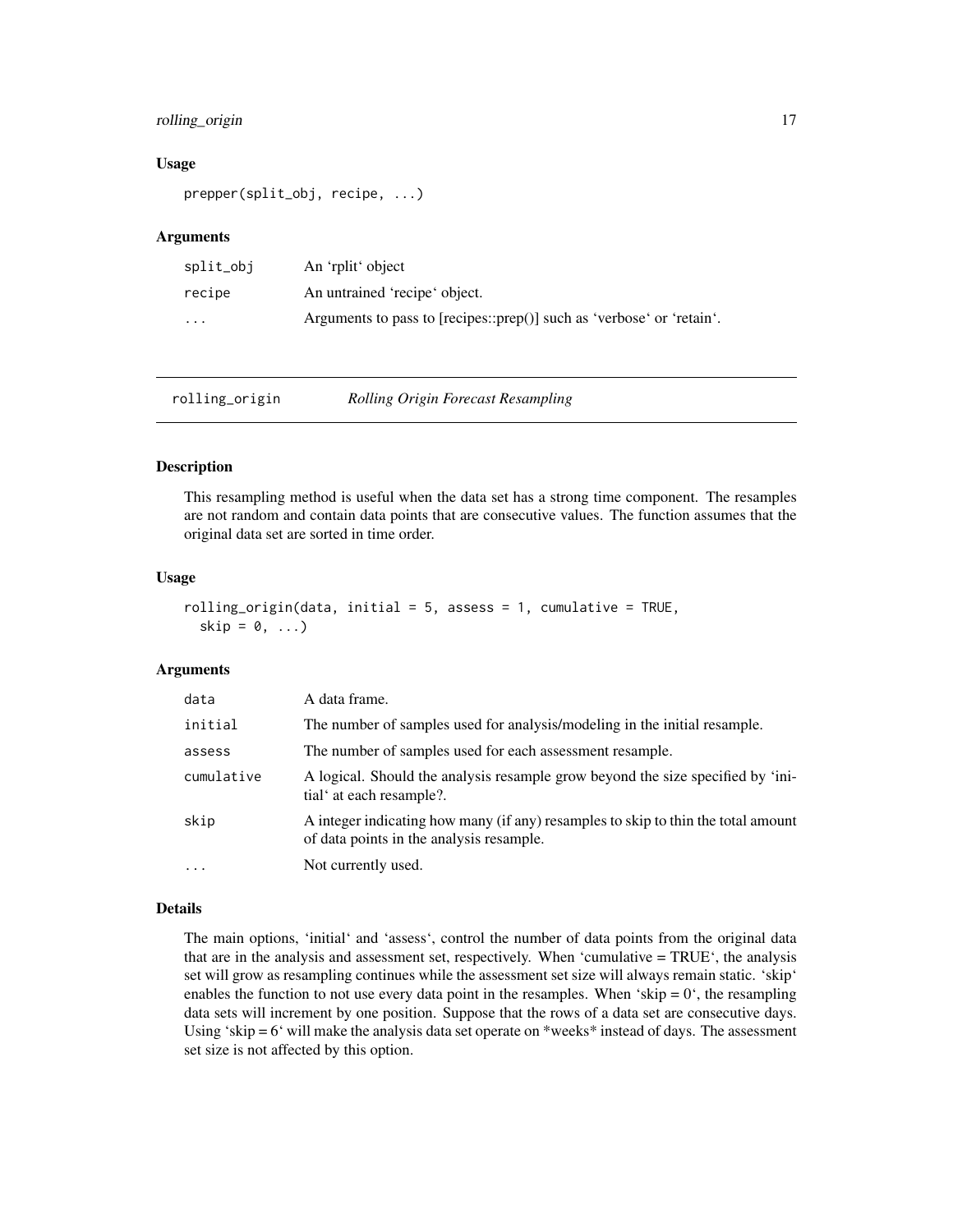## Usage

```
prepper(split_obj, recipe, ...)
```

## Arguments

| | |
|---|---|
| split_obj | An 'rplit' object |
| recipe | An untrained 'recipe' object. |
| ... | Arguments to pass to [recipes::prep()] such as 'verbose' or 'retain'. |

---

# rolling_origin *Rolling Origin Forecast Resampling*

## Description

This resampling method is useful when the data set has a strong time component. The resamples are not random and contain data points that are consecutive values. The function assumes that the original data set are sorted in time order.

## Usage

```
rolling_origin(data, initial = 5, assess = 1, cumulative = TRUE,
  skip = 0, ...)
```

## Arguments

| | |
|---|---|
| data | A data frame. |
| initial | The number of samples used for analysis/modeling in the initial resample. |
| assess | The number of samples used for each assessment resample. |
| cumulative | A logical. Should the analysis resample grow beyond the size specified by 'initial' at each resample?. |
| skip | A integer indicating how many (if any) resamples to skip to thin the total amount of data points in the analysis resample. |
| ... | Not currently used. |

## Details

The main options, 'initial' and 'assess', control the number of data points from the original data that are in the analysis and assessment set, respectively. When 'cumulative = TRUE', the analysis set will grow as resampling continues while the assessment set size will always remain static. 'skip' enables the function to not use every data point in the resamples. When 'skip = 0', the resampling data sets will increment by one position. Suppose that the rows of a data set are consecutive days. Using 'skip = 6' will make the analysis data set operate on *weeks* instead of days. The assessment set size is not affected by this option.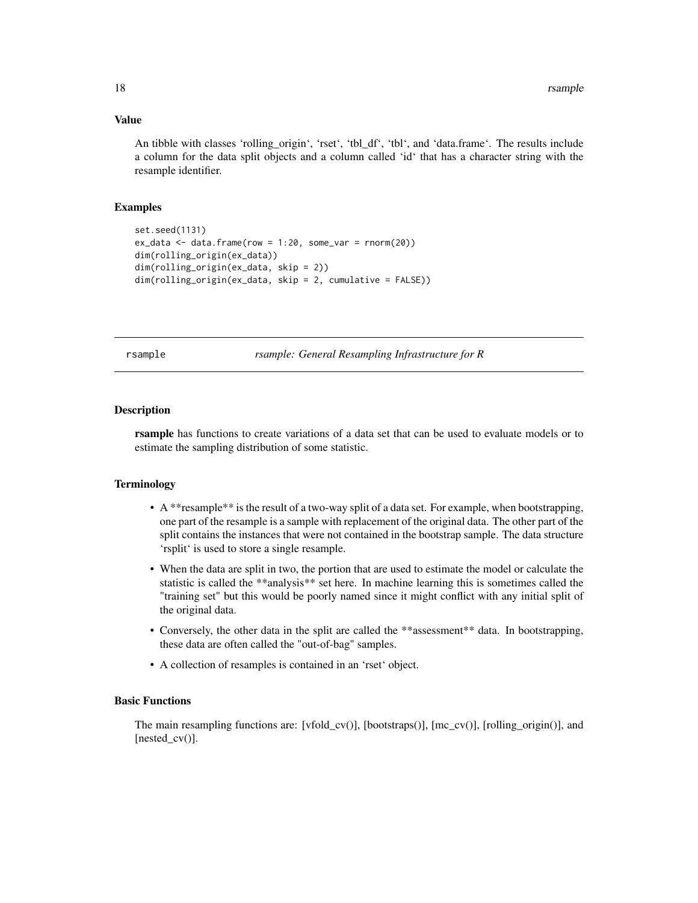### Value

An tibble with classes ‘rolling_origin‘, ‘rset‘, ‘tbl_df‘, ‘tbl‘, and ‘data.frame‘. The results include a column for the data split objects and a column called ‘id‘ that has a character string with the resample identifier.

### Examples

```
set.seed(1131)
ex_data <- data.frame(row = 1:20, some_var = rnorm(20))
dim(rolling_origin(ex_data))
dim(rolling_origin(ex_data, skip = 2))
dim(rolling_origin(ex_data, skip = 2, cumulative = FALSE))
```

---

## rsample — *rsample: General Resampling Infrastructure for R*

---

### Description

**rsample** has functions to create variations of a data set that can be used to evaluate models or to estimate the sampling distribution of some statistic.

### Terminology

- A **resample** is the result of a two-way split of a data set. For example, when bootstrapping, one part of the resample is a sample with replacement of the original data. The other part of the split contains the instances that were not contained in the bootstrap sample. The data structure ‘rsplit‘ is used to store a single resample.
- When the data are split in two, the portion that are used to estimate the model or calculate the statistic is called the **analysis** set here. In machine learning this is sometimes called the "training set" but this would be poorly named since it might conflict with any initial split of the original data.
- Conversely, the other data in the split are called the **assessment** data. In bootstrapping, these data are often called the "out-of-bag" samples.
- A collection of resamples is contained in an ‘rset‘ object.

### Basic Functions

The main resampling functions are: [vfold_cv()], [bootstraps()], [mc_cv()], [rolling_origin()], and [nested_cv()].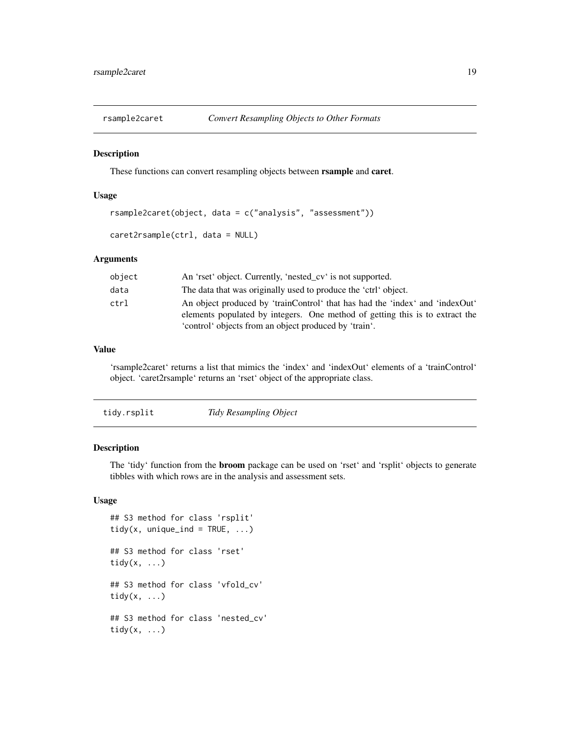## rsample2caret — *Convert Resampling Objects to Other Formats*

### Description

These functions can convert resampling objects between **rsample** and **caret**.

### Usage

```
rsample2caret(object, data = c("analysis", "assessment"))

caret2rsample(ctrl, data = NULL)
```

### Arguments

| | |
|---|---|
| `object` | An 'rset' object. Currently, 'nested_cv' is not supported. |
| `data` | The data that was originally used to produce the 'ctrl' object. |
| `ctrl` | An object produced by 'trainControl' that has had the 'index' and 'indexOut' elements populated by integers. One method of getting this is to extract the 'control' objects from an object produced by 'train'. |

### Value

'rsample2caret' returns a list that mimics the 'index' and 'indexOut' elements of a 'trainControl' object. 'caret2rsample' returns an 'rset' object of the appropriate class.

## tidy.rsplit — *Tidy Resampling Object*

### Description

The 'tidy' function from the **broom** package can be used on 'rset' and 'rsplit' objects to generate tibbles with which rows are in the analysis and assessment sets.

### Usage

```
## S3 method for class 'rsplit'
tidy(x, unique_ind = TRUE, ...)

## S3 method for class 'rset'
tidy(x, ...)

## S3 method for class 'vfold_cv'
tidy(x, ...)

## S3 method for class 'nested_cv'
tidy(x, ...)
```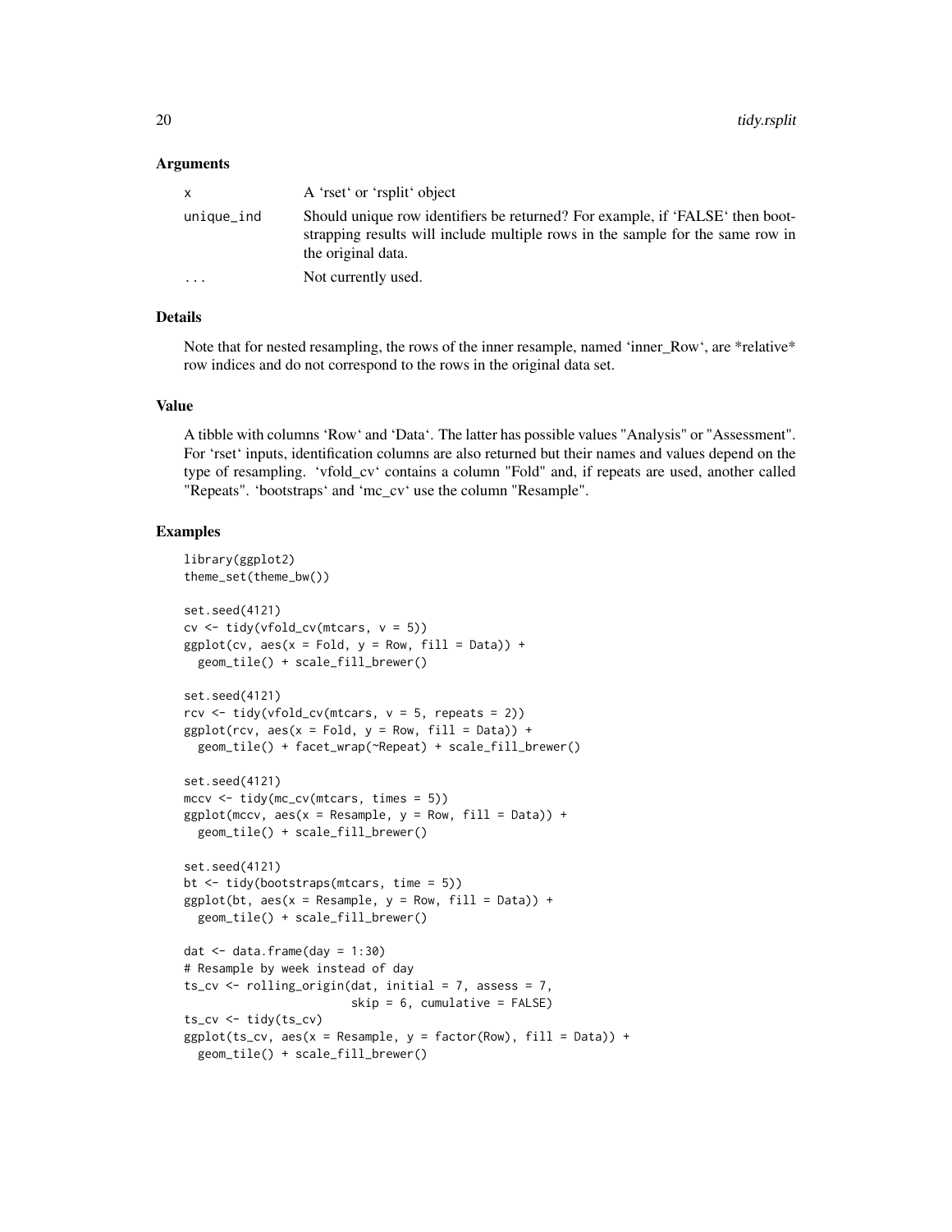### Arguments

| | |
|---|---|
| x | A 'rset' or 'rsplit' object |
| unique_ind | Should unique row identifiers be returned? For example, if 'FALSE' then bootstrapping results will include multiple rows in the sample for the same row in the original data. |
| ... | Not currently used. |

### Details

Note that for nested resampling, the rows of the inner resample, named 'inner_Row', are *relative* row indices and do not correspond to the rows in the original data set.

### Value

A tibble with columns 'Row' and 'Data'. The latter has possible values "Analysis" or "Assessment". For 'rset' inputs, identification columns are also returned but their names and values depend on the type of resampling. 'vfold_cv' contains a column "Fold" and, if repeats are used, another called "Repeats". 'bootstraps' and 'mc_cv' use the column "Resample".

### Examples

```
library(ggplot2)
theme_set(theme_bw())

set.seed(4121)
cv <- tidy(vfold_cv(mtcars, v = 5))
ggplot(cv, aes(x = Fold, y = Row, fill = Data)) +
  geom_tile() + scale_fill_brewer()

set.seed(4121)
rcv <- tidy(vfold_cv(mtcars, v = 5, repeats = 2))
ggplot(rcv, aes(x = Fold, y = Row, fill = Data)) +
  geom_tile() + facet_wrap(~Repeat) + scale_fill_brewer()

set.seed(4121)
mccv <- tidy(mc_cv(mtcars, times = 5))
ggplot(mccv, aes(x = Resample, y = Row, fill = Data)) +
  geom_tile() + scale_fill_brewer()

set.seed(4121)
bt <- tidy(bootstraps(mtcars, time = 5))
ggplot(bt, aes(x = Resample, y = Row, fill = Data)) +
  geom_tile() + scale_fill_brewer()

dat <- data.frame(day = 1:30)
# Resample by week instead of day
ts_cv <- rolling_origin(dat, initial = 7, assess = 7,
                        skip = 6, cumulative = FALSE)
ts_cv <- tidy(ts_cv)
ggplot(ts_cv, aes(x = Resample, y = factor(Row), fill = Data)) +
  geom_tile() + scale_fill_brewer()
```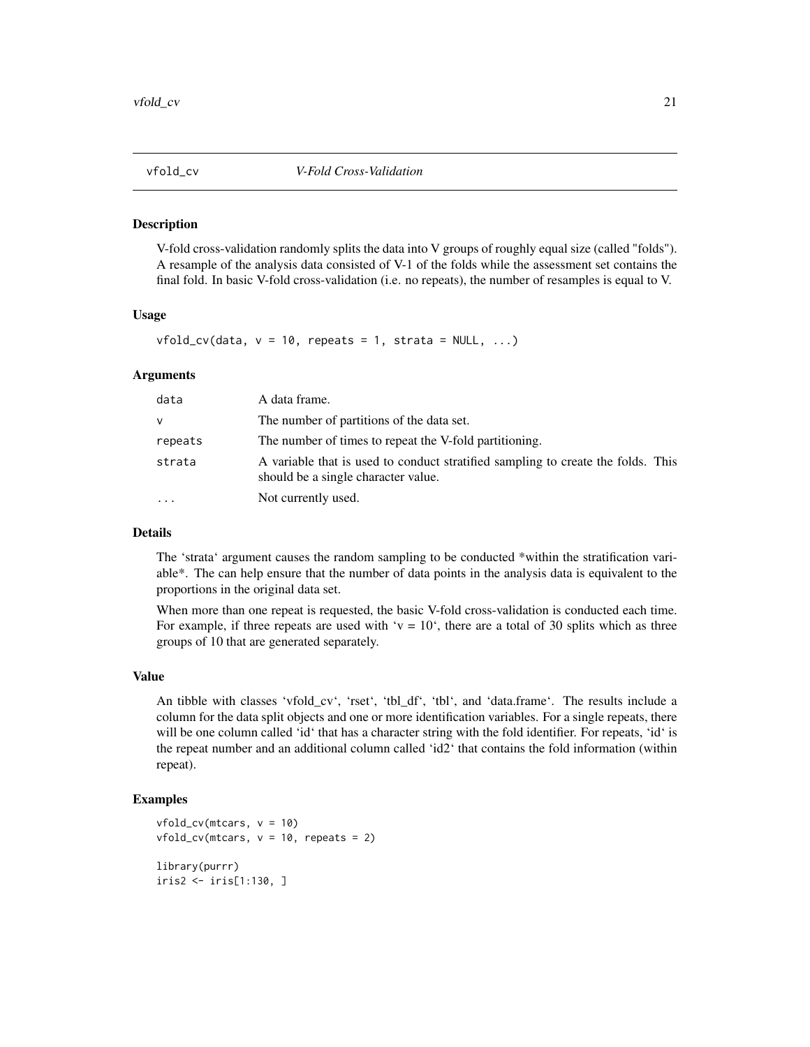## vfold_cv *V-Fold Cross-Validation*

### Description

V-fold cross-validation randomly splits the data into V groups of roughly equal size (called "folds"). A resample of the analysis data consisted of V-1 of the folds while the assessment set contains the final fold. In basic V-fold cross-validation (i.e. no repeats), the number of resamples is equal to V.

### Usage

```
vfold_cv(data, v = 10, repeats = 1, strata = NULL, ...)
```

### Arguments

| | |
|---|---|
| data | A data frame. |
| v | The number of partitions of the data set. |
| repeats | The number of times to repeat the V-fold partitioning. |
| strata | A variable that is used to conduct stratified sampling to create the folds. This should be a single character value. |
| ... | Not currently used. |

### Details

The 'strata' argument causes the random sampling to be conducted *within the stratification variable*. The can help ensure that the number of data points in the analysis data is equivalent to the proportions in the original data set.

When more than one repeat is requested, the basic V-fold cross-validation is conducted each time. For example, if three repeats are used with 'v = 10', there are a total of 30 splits which as three groups of 10 that are generated separately.

### Value

An tibble with classes 'vfold_cv', 'rset', 'tbl_df', 'tbl', and 'data.frame'. The results include a column for the data split objects and one or more identification variables. For a single repeats, there will be one column called 'id' that has a character string with the fold identifier. For repeats, 'id' is the repeat number and an additional column called 'id2' that contains the fold information (within repeat).

### Examples

```
vfold_cv(mtcars, v = 10)
vfold_cv(mtcars, v = 10, repeats = 2)

library(purrr)
iris2 <- iris[1:130, ]
```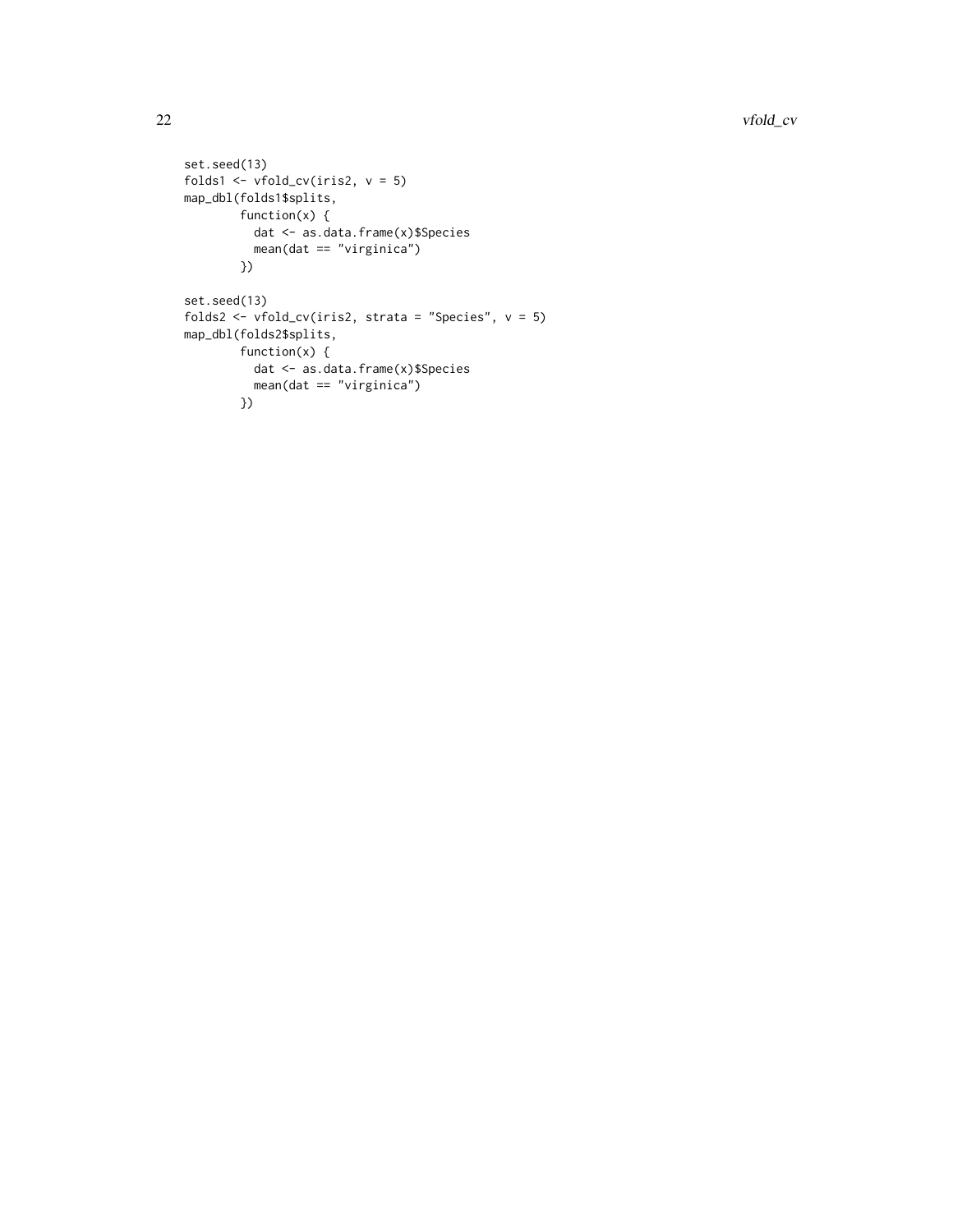```
set.seed(13)
folds1 <- vfold_cv(iris2, v = 5)
map_dbl(folds1$splits,
        function(x) {
          dat <- as.data.frame(x)$Species
          mean(dat == "virginica")
        })

set.seed(13)
folds2 <- vfold_cv(iris2, strata = "Species", v = 5)
map_dbl(folds2$splits,
        function(x) {
          dat <- as.data.frame(x)$Species
          mean(dat == "virginica")
        })
```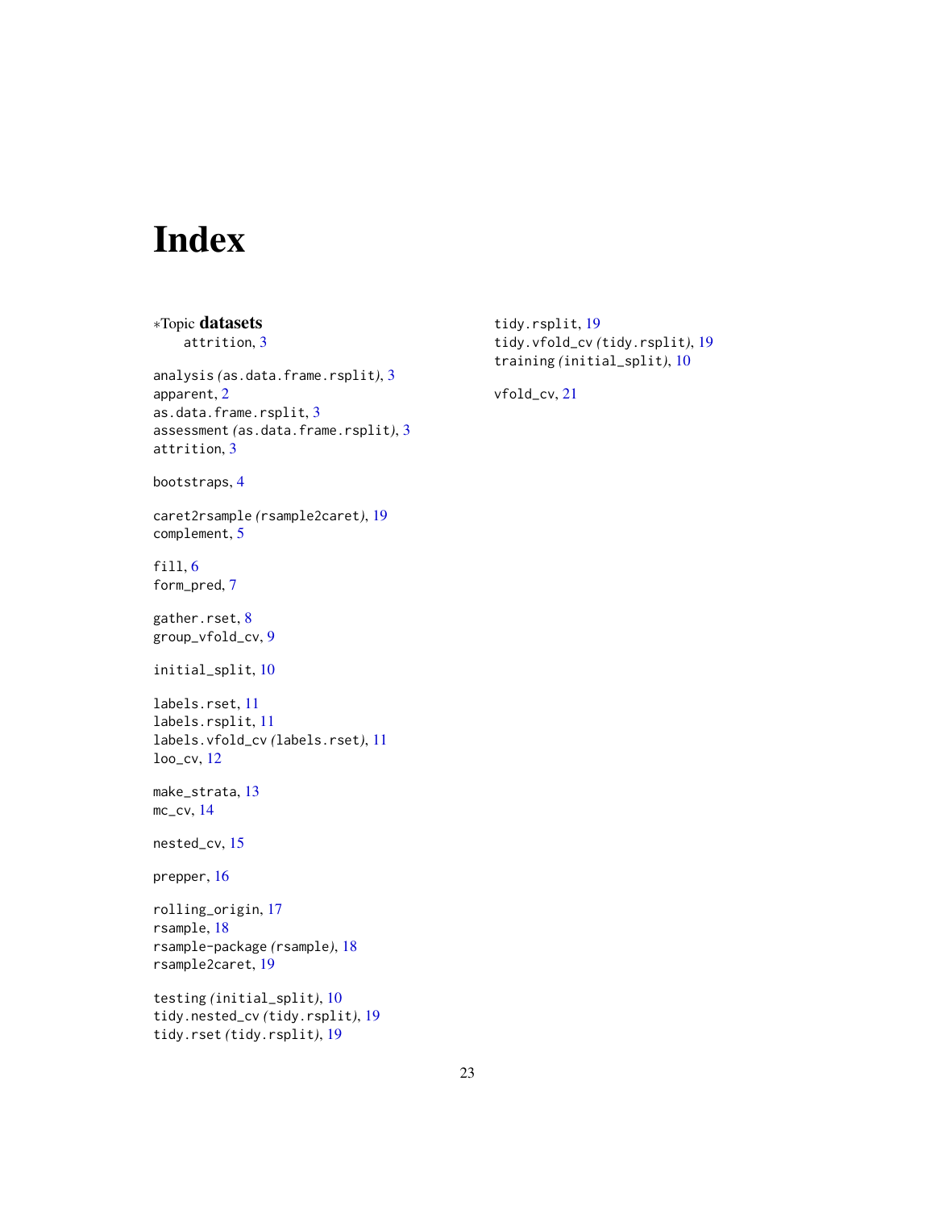# Index

*Topic **datasets**
    attrition, 3

analysis (as.data.frame.rsplit), 3
apparent, 2
as.data.frame.rsplit, 3
assessment (as.data.frame.rsplit), 3
attrition, 3

bootstraps, 4

caret2rsample (rsample2caret), 19
complement, 5

fill, 6
form_pred, 7

gather.rset, 8
group_vfold_cv, 9

initial_split, 10

labels.rset, 11
labels.rsplit, 11
labels.vfold_cv (labels.rset), 11
loo_cv, 12

make_strata, 13
mc_cv, 14

nested_cv, 15

prepper, 16

rolling_origin, 17
rsample, 18
rsample-package (rsample), 18
rsample2caret, 19

testing (initial_split), 10
tidy.nested_cv (tidy.rsplit), 19
tidy.rset (tidy.rsplit), 19
tidy.rsplit, 19
tidy.vfold_cv (tidy.rsplit), 19
training (initial_split), 10

vfold_cv, 21